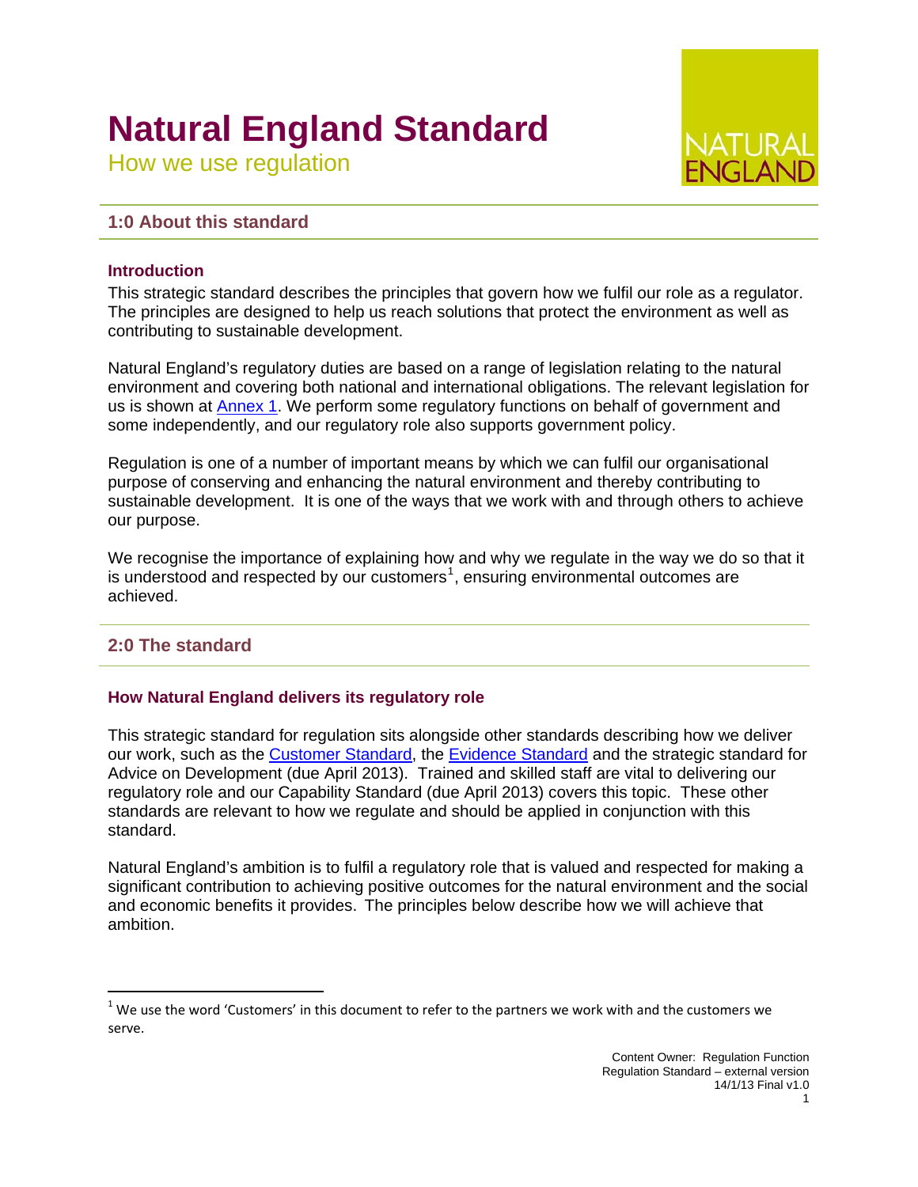# Natural England Standard

How we use regulation

NATURAL ENGLAND

## 1:0 About this standard

### Introduction

This strategic standard describes the principles that govern how we fulfil our role as a regulator. The principles are designed to help us reach solutions that protect the environment as well as contributing to sustainable development.

Natural England's regulatory duties are based on a range of legislation relating to the natural environment and covering both national and international obligations. The relevant legislation for us is shown at Annex 1. We perform some regulatory functions on behalf of government and some independently, and our regulatory role also supports government policy.

Regulation is one of a number of important means by which we can fulfil our organisational purpose of conserving and enhancing the natural environment and thereby contributing to sustainable development. It is one of the ways that we work with and through others to achieve our purpose.

We recognise the importance of explaining how and why we regulate in the way we do so that it is understood and respected by our customers[1], ensuring environmental outcomes are achieved.

## 2:0 The standard

### How Natural England delivers its regulatory role

This strategic standard for regulation sits alongside other standards describing how we deliver our work, such as the Customer Standard, the Evidence Standard and the strategic standard for Advice on Development (due April 2013). Trained and skilled staff are vital to delivering our regulatory role and our Capability Standard (due April 2013) covers this topic. These other standards are relevant to how we regulate and should be applied in conjunction with this standard.

Natural England's ambition is to fulfil a regulatory role that is valued and respected for making a significant contribution to achieving positive outcomes for the natural environment and the social and economic benefits it provides. The principles below describe how we will achieve that ambition.

---

[1] We use the word 'Customers' in this document to refer to the partners we work with and the customers we serve.

Content Owner: Regulation Function
Regulation Standard – external version
14/1/13 Final v1.0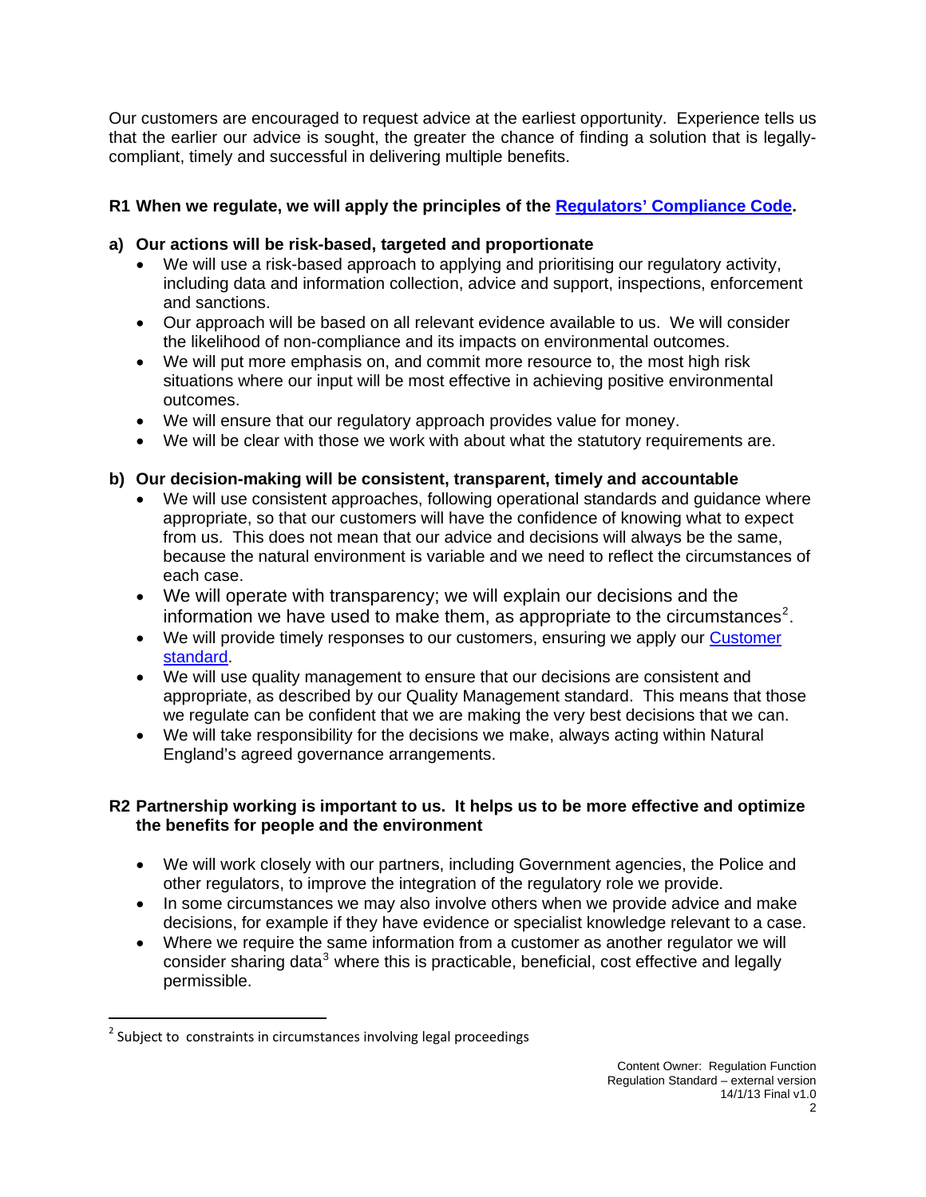Our customers are encouraged to request advice at the earliest opportunity. Experience tells us that the earlier our advice is sought, the greater the chance of finding a solution that is legally-compliant, timely and successful in delivering multiple benefits.

**R1 When we regulate, we will apply the principles of the Regulators' Compliance Code.**

**a) Our actions will be risk-based, targeted and proportionate**

- We will use a risk-based approach to applying and prioritising our regulatory activity, including data and information collection, advice and support, inspections, enforcement and sanctions.
- Our approach will be based on all relevant evidence available to us. We will consider the likelihood of non-compliance and its impacts on environmental outcomes.
- We will put more emphasis on, and commit more resource to, the most high risk situations where our input will be most effective in achieving positive environmental outcomes.
- We will ensure that our regulatory approach provides value for money.
- We will be clear with those we work with about what the statutory requirements are.

**b) Our decision-making will be consistent, transparent, timely and accountable**

- We will use consistent approaches, following operational standards and guidance where appropriate, so that our customers will have the confidence of knowing what to expect from us. This does not mean that our advice and decisions will always be the same, because the natural environment is variable and we need to reflect the circumstances of each case.
- We will operate with transparency; we will explain our decisions and the information we have used to make them, as appropriate to the circumstances[2].
- We will provide timely responses to our customers, ensuring we apply our Customer standard.
- We will use quality management to ensure that our decisions are consistent and appropriate, as described by our Quality Management standard. This means that those we regulate can be confident that we are making the very best decisions that we can.
- We will take responsibility for the decisions we make, always acting within Natural England's agreed governance arrangements.

**R2 Partnership working is important to us. It helps us to be more effective and optimize the benefits for people and the environment**

- We will work closely with our partners, including Government agencies, the Police and other regulators, to improve the integration of the regulatory role we provide.
- In some circumstances we may also involve others when we provide advice and make decisions, for example if they have evidence or specialist knowledge relevant to a case.
- Where we require the same information from a customer as another regulator we will consider sharing data[3] where this is practicable, beneficial, cost effective and legally permissible.

[2] Subject to constraints in circumstances involving legal proceedings

Content Owner: Regulation Function
Regulation Standard – external version
14/1/13 Final v1.0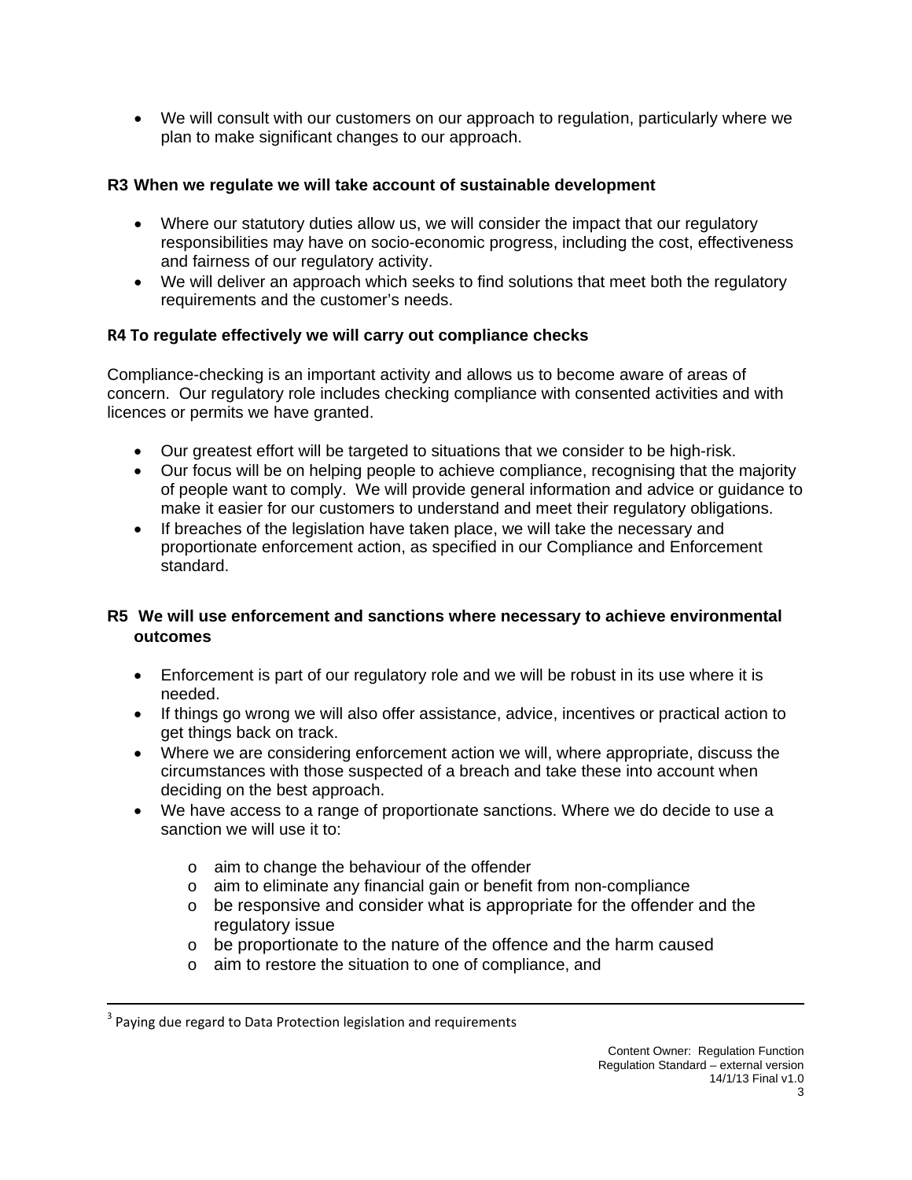- We will consult with our customers on our approach to regulation, particularly where we plan to make significant changes to our approach.

### R3 When we regulate we will take account of sustainable development

- Where our statutory duties allow us, we will consider the impact that our regulatory responsibilities may have on socio-economic progress, including the cost, effectiveness and fairness of our regulatory activity.
- We will deliver an approach which seeks to find solutions that meet both the regulatory requirements and the customer's needs.

### R4 To regulate effectively we will carry out compliance checks

Compliance-checking is an important activity and allows us to become aware of areas of concern. Our regulatory role includes checking compliance with consented activities and with licences or permits we have granted.

- Our greatest effort will be targeted to situations that we consider to be high-risk.
- Our focus will be on helping people to achieve compliance, recognising that the majority of people want to comply. We will provide general information and advice or guidance to make it easier for our customers to understand and meet their regulatory obligations.
- If breaches of the legislation have taken place, we will take the necessary and proportionate enforcement action, as specified in our Compliance and Enforcement standard.

### R5 We will use enforcement and sanctions where necessary to achieve environmental outcomes

- Enforcement is part of our regulatory role and we will be robust in its use where it is needed.
- If things go wrong we will also offer assistance, advice, incentives or practical action to get things back on track.
- Where we are considering enforcement action we will, where appropriate, discuss the circumstances with those suspected of a breach and take these into account when deciding on the best approach.
- We have access to a range of proportionate sanctions. Where we do decide to use a sanction we will use it to:
  - aim to change the behaviour of the offender
  - aim to eliminate any financial gain or benefit from non-compliance
  - be responsive and consider what is appropriate for the offender and the regulatory issue
  - be proportionate to the nature of the offence and the harm caused
  - aim to restore the situation to one of compliance, and

---

[3] Paying due regard to Data Protection legislation and requirements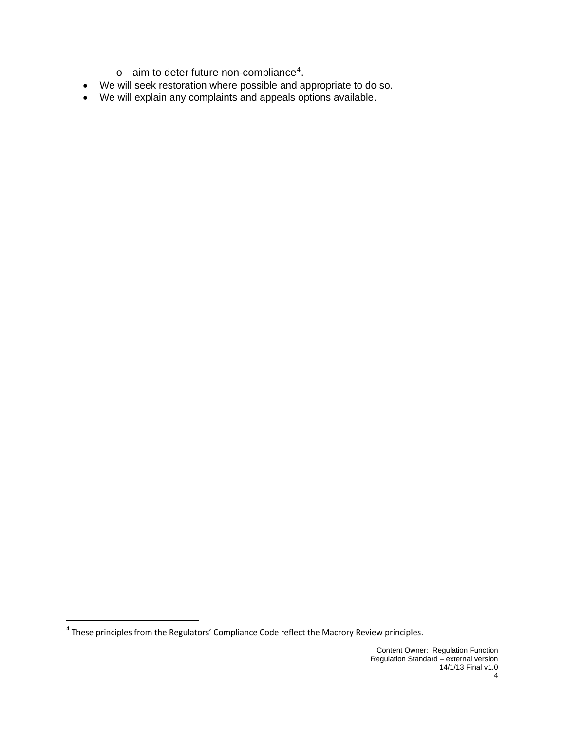- aim to deter future non-compliance[4].
- We will seek restoration where possible and appropriate to do so.
- We will explain any complaints and appeals options available.

[4] These principles from the Regulators' Compliance Code reflect the Macrory Review principles.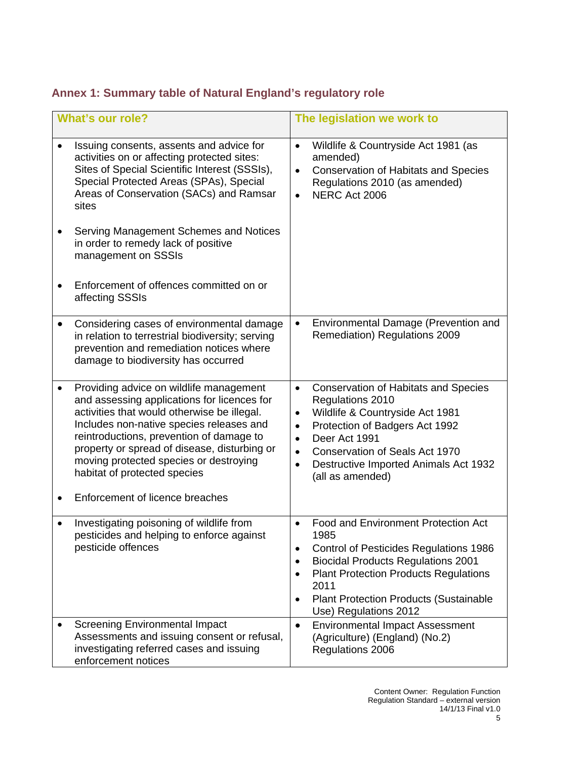## Annex 1: Summary table of Natural England's regulatory role

| What's our role? | The legislation we work to |
|---|---|
| • Issuing consents, assents and advice for activities on or affecting protected sites: Sites of Special Scientific Interest (SSSIs), Special Protected Areas (SPAs), Special Areas of Conservation (SACs) and Ramsar sites<br><br>• Serving Management Schemes and Notices in order to remedy lack of positive management on SSSIs<br><br>• Enforcement of offences committed on or affecting SSSIs | • Wildlife & Countryside Act 1981 (as amended)<br>• Conservation of Habitats and Species Regulations 2010 (as amended)<br>• NERC Act 2006 |
| • Considering cases of environmental damage in relation to terrestrial biodiversity; serving prevention and remediation notices where damage to biodiversity has occurred | • Environmental Damage (Prevention and Remediation) Regulations 2009 |
| • Providing advice on wildlife management and assessing applications for licences for activities that would otherwise be illegal. Includes non-native species releases and reintroductions, prevention of damage to property or spread of disease, disturbing or moving protected species or destroying habitat of protected species<br><br>• Enforcement of licence breaches | • Conservation of Habitats and Species Regulations 2010<br>• Wildlife & Countryside Act 1981<br>• Protection of Badgers Act 1992<br>• Deer Act 1991<br>• Conservation of Seals Act 1970<br>• Destructive Imported Animals Act 1932 (all as amended) |
| • Investigating poisoning of wildlife from pesticides and helping to enforce against pesticide offences | • Food and Environment Protection Act 1985<br>• Control of Pesticides Regulations 1986<br>• Biocidal Products Regulations 2001<br>• Plant Protection Products Regulations 2011<br>• Plant Protection Products (Sustainable Use) Regulations 2012 |
| • Screening Environmental Impact Assessments and issuing consent or refusal, investigating referred cases and issuing enforcement notices | • Environmental Impact Assessment (Agriculture) (England) (No.2) Regulations 2006 |

Content Owner: Regulation Function
Regulation Standard – external version
14/1/13 Final v1.0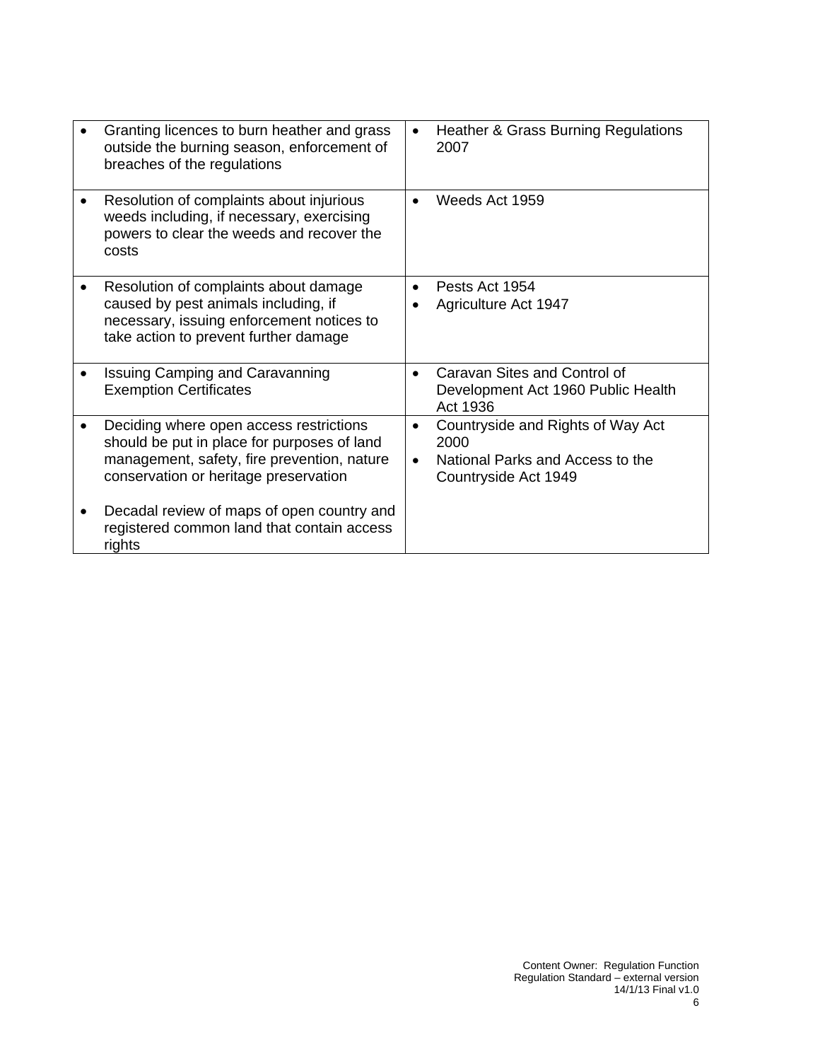| | |
|---|---|
| • Granting licences to burn heather and grass outside the burning season, enforcement of breaches of the regulations | • Heather & Grass Burning Regulations 2007 |
| • Resolution of complaints about injurious weeds including, if necessary, exercising powers to clear the weeds and recover the costs | • Weeds Act 1959 |
| • Resolution of complaints about damage caused by pest animals including, if necessary, issuing enforcement notices to take action to prevent further damage | • Pests Act 1954<br>• Agriculture Act 1947 |
| • Issuing Camping and Caravanning Exemption Certificates | • Caravan Sites and Control of Development Act 1960 Public Health Act 1936 |
| • Deciding where open access restrictions should be put in place for purposes of land management, safety, fire prevention, nature conservation or heritage preservation<br><br>• Decadal review of maps of open country and registered common land that contain access rights | • Countryside and Rights of Way Act 2000<br>• National Parks and Access to the Countryside Act 1949 |

Content Owner: Regulation Function
Regulation Standard – external version
14/1/13 Final v1.0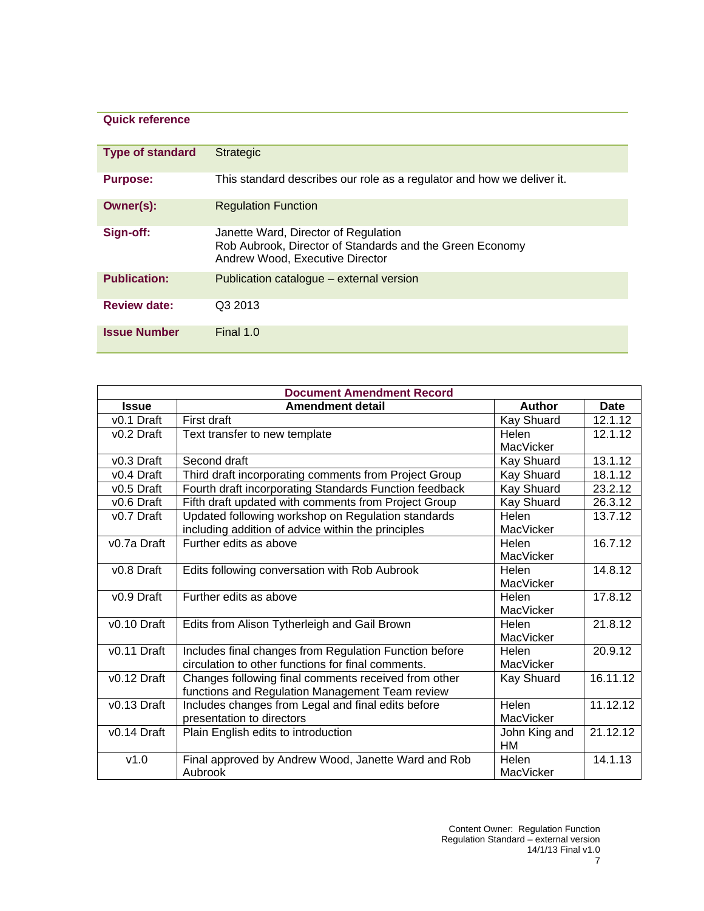## Quick reference

| | |
|---|---|
| **Type of standard** | Strategic |
| **Purpose:** | This standard describes our role as a regulator and how we deliver it. |
| **Owner(s):** | Regulation Function |
| **Sign-off:** | Janette Ward, Director of Regulation<br>Rob Aubrook, Director of Standards and the Green Economy<br>Andrew Wood, Executive Director |
| **Publication:** | Publication catalogue – external version |
| **Review date:** | Q3 2013 |
| **Issue Number** | Final 1.0 |

**Document Amendment Record**

| Issue | Amendment detail | Author | Date |
|---|---|---|---|
| v0.1 Draft | First draft | Kay Shuard | 12.1.12 |
| v0.2 Draft | Text transfer to new template | Helen MacVicker | 12.1.12 |
| v0.3 Draft | Second draft | Kay Shuard | 13.1.12 |
| v0.4 Draft | Third draft incorporating comments from Project Group | Kay Shuard | 18.1.12 |
| v0.5 Draft | Fourth draft incorporating Standards Function feedback | Kay Shuard | 23.2.12 |
| v0.6 Draft | Fifth draft updated with comments from Project Group | Kay Shuard | 26.3.12 |
| v0.7 Draft | Updated following workshop on Regulation standards including addition of advice within the principles | Helen MacVicker | 13.7.12 |
| v0.7a Draft | Further edits as above | Helen MacVicker | 16.7.12 |
| v0.8 Draft | Edits following conversation with Rob Aubrook | Helen MacVicker | 14.8.12 |
| v0.9 Draft | Further edits as above | Helen MacVicker | 17.8.12 |
| v0.10 Draft | Edits from Alison Tytherleigh and Gail Brown | Helen MacVicker | 21.8.12 |
| v0.11 Draft | Includes final changes from Regulation Function before circulation to other functions for final comments. | Helen MacVicker | 20.9.12 |
| v0.12 Draft | Changes following final comments received from other functions and Regulation Management Team review | Kay Shuard | 16.11.12 |
| v0.13 Draft | Includes changes from Legal and final edits before presentation to directors | Helen MacVicker | 11.12.12 |
| v0.14 Draft | Plain English edits to introduction | John King and HM | 21.12.12 |
| v1.0 | Final approved by Andrew Wood, Janette Ward and Rob Aubrook | Helen MacVicker | 14.1.13 |